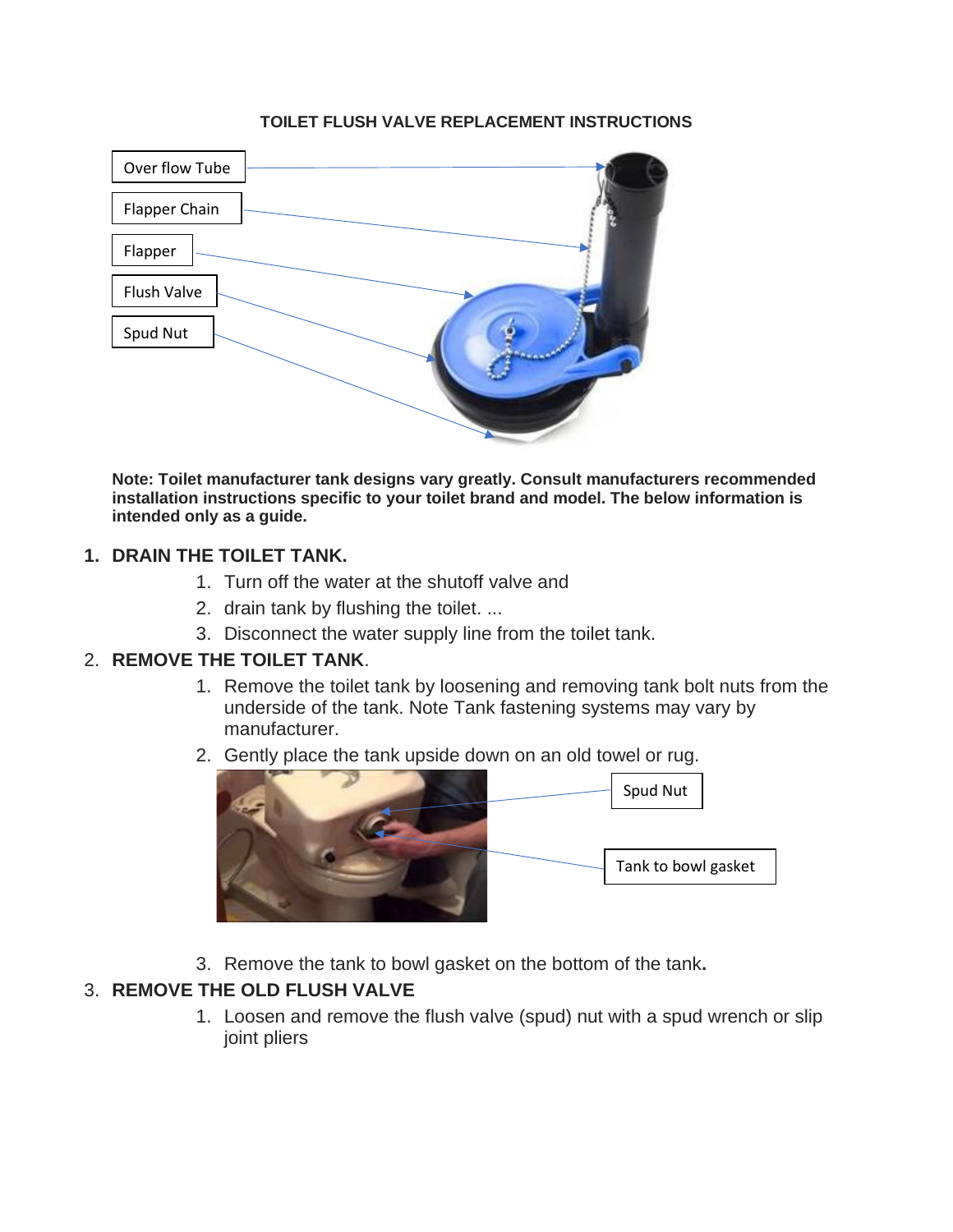**TOILET FLUSH VALVE REPLACEMENT INSTRUCTIONS**

Over flow Tube

Flapper Chain

Flapper

Flush Valve

Spud Nut

**Note: Toilet manufacturer tank designs vary greatly. Consult manufacturers recommended installation instructions specific to your toilet brand and model. The below information is intended only as a guide.**

1. **DRAIN THE TOILET TANK.**
   1. Turn off the water at the shutoff valve and
   2. drain tank by flushing the toilet. ...
   3. Disconnect the water supply line from the toilet tank.
2. **REMOVE THE TOILET TANK**.
   1. Remove the toilet tank by loosening and removing tank bolt nuts from the underside of the tank. Note Tank fastening systems may vary by manufacturer.
   2. Gently place the tank upside down on an old towel or rug.

      Spud Nut

      Tank to bowl gasket

   3. Remove the tank to bowl gasket on the bottom of the tank**.**
3. **REMOVE THE OLD FLUSH VALVE**
   1. Loosen and remove the flush valve (spud) nut with a spud wrench or slip joint pliers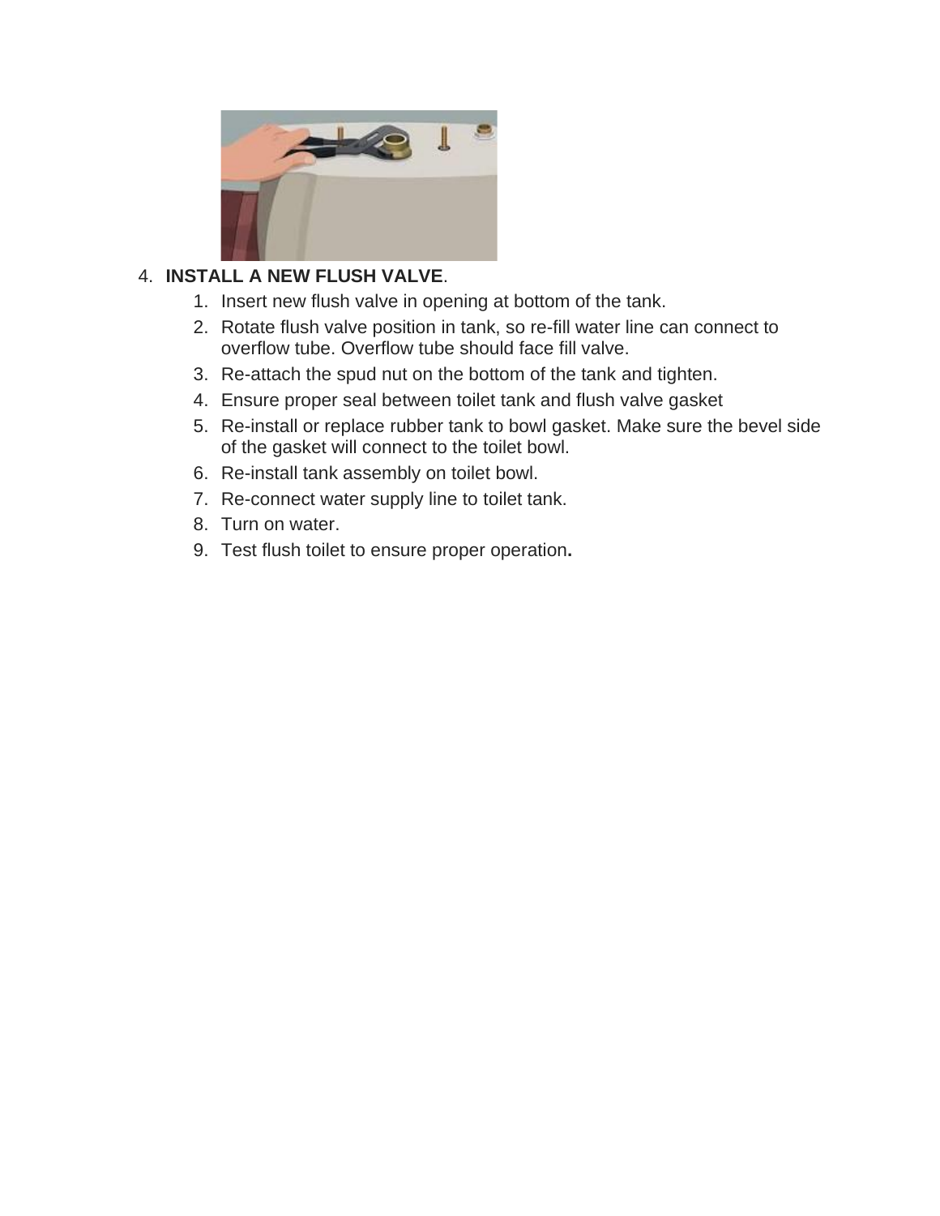4. **INSTALL A NEW FLUSH VALVE**.
    1. Insert new flush valve in opening at bottom of the tank.
    2. Rotate flush valve position in tank, so re-fill water line can connect to overflow tube. Overflow tube should face fill valve.
    3. Re-attach the spud nut on the bottom of the tank and tighten.
    4. Ensure proper seal between toilet tank and flush valve gasket
    5. Re-install or replace rubber tank to bowl gasket. Make sure the bevel side of the gasket will connect to the toilet bowl.
    6. Re-install tank assembly on toilet bowl.
    7. Re-connect water supply line to toilet tank.
    8. Turn on water.
    9. Test flush toilet to ensure proper operation**.**